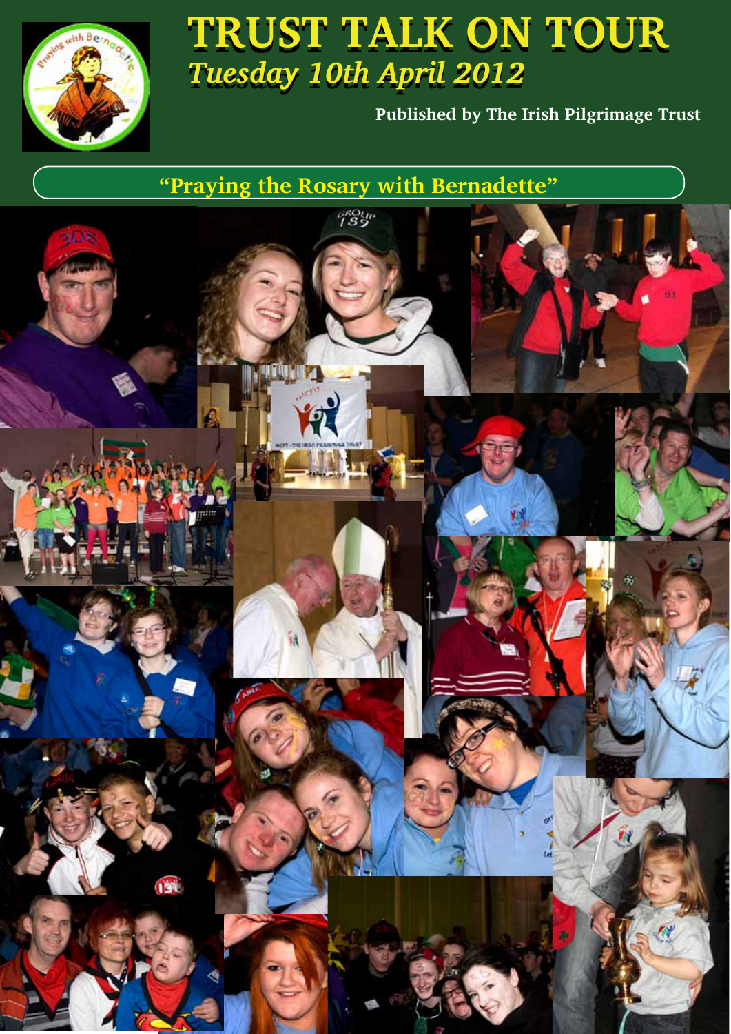# TRUST TALK ON TOUR

## *Tuesday 10th April 2012*

**Published by The Irish Pilgrimage Trust**

## "Praying the Rosary with Bernadette"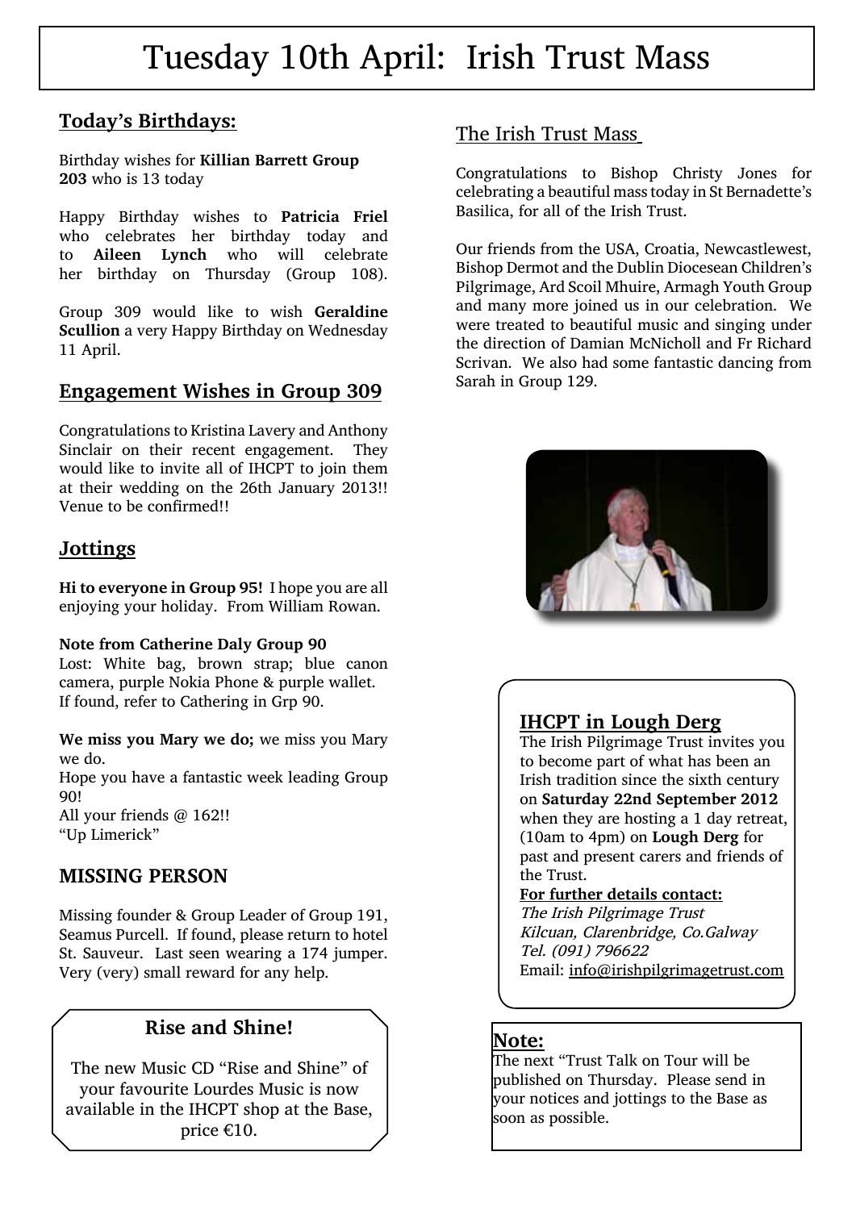# Tuesday 10th April: Irish Trust Mass

## Today's Birthdays:

Birthday wishes for **Killian Barrett Group 203** who is 13 today

Happy Birthday wishes to **Patricia Friel** who celebrates her birthday today and to **Aileen Lynch** who will celebrate her birthday on Thursday (Group 108).

Group 309 would like to wish **Geraldine Scullion** a very Happy Birthday on Wednesday 11 April.

## Engagement Wishes in Group 309

Congratulations to Kristina Lavery and Anthony Sinclair on their recent engagement. They would like to invite all of IHCPT to join them at their wedding on the 26th January 2013!! Venue to be confirmed!!

## Jottings

**Hi to everyone in Group 95!** I hope you are all enjoying your holiday. From William Rowan.

**Note from Catherine Daly Group 90**
Lost: White bag, brown strap; blue canon camera, purple Nokia Phone & purple wallet. If found, refer to Cathering in Grp 90.

**We miss you Mary we do;** we miss you Mary we do.
Hope you have a fantastic week leading Group 90!
All your friends @ 162!!
"Up Limerick"

## MISSING PERSON

Missing founder & Group Leader of Group 191, Seamus Purcell. If found, please return to hotel St. Sauveur. Last seen wearing a 174 jumper. Very (very) small reward for any help.

## Rise and Shine!

The new Music CD "Rise and Shine" of your favourite Lourdes Music is now available in the IHCPT shop at the Base, price €10.

## The Irish Trust Mass

Congratulations to Bishop Christy Jones for celebrating a beautiful mass today in St Bernadette's Basilica, for all of the Irish Trust.

Our friends from the USA, Croatia, Newcastlewest, Bishop Dermot and the Dublin Diocesean Children's Pilgrimage, Ard Scoil Mhuire, Armagh Youth Group and many more joined us in our celebration. We were treated to beautiful music and singing under the direction of Damian McNicholl and Fr Richard Scrivan. We also had some fantastic dancing from Sarah in Group 129.

## IHCPT in Lough Derg

The Irish Pilgrimage Trust invites you to become part of what has been an Irish tradition since the sixth century on **Saturday 22nd September 2012** when they are hosting a 1 day retreat, (10am to 4pm) on **Lough Derg** for past and present carers and friends of the Trust.

**For further details contact:**
*The Irish Pilgrimage Trust*
*Kilcuan, Clarenbridge, Co.Galway*
*Tel. (091) 796622*
Email: info@irishpilgrimagetrust.com

## Note:

The next "Trust Talk on Tour will be published on Thursday. Please send in your notices and jottings to the Base as soon as possible.